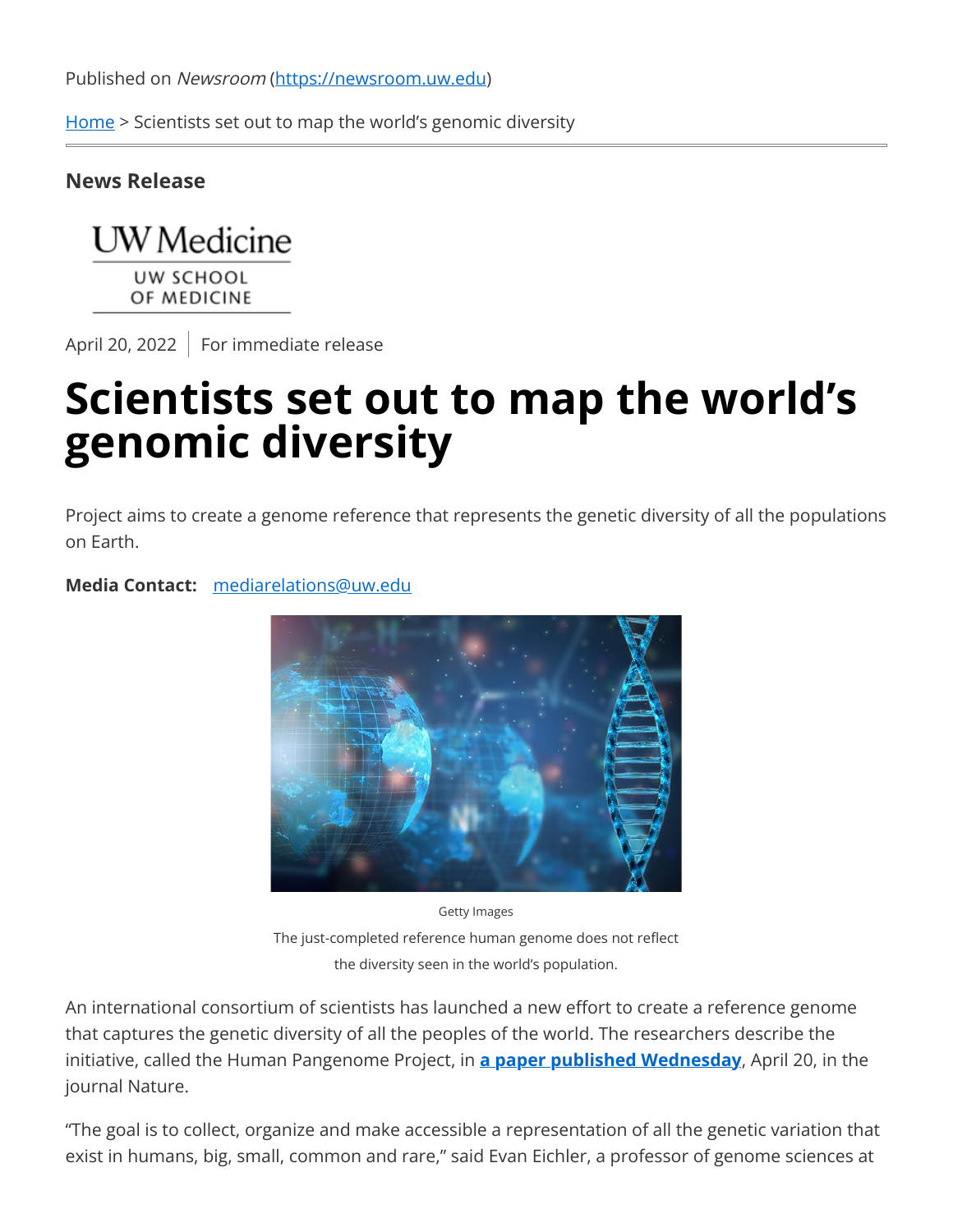Published on *Newsroom* (https://newsroom.uw.edu)

Home > Scientists set out to map the world's genomic diversity

**News Release**

UW Medicine
UW SCHOOL OF MEDICINE

April 20, 2022 | For immediate release

# Scientists set out to map the world's genomic diversity

Project aims to create a genome reference that represents the genetic diversity of all the populations on Earth.

**Media Contact:** mediarelations@uw.edu

Getty Images
The just-completed reference human genome does not reflect the diversity seen in the world's population.

An international consortium of scientists has launched a new effort to create a reference genome that captures the genetic diversity of all the peoples of the world. The researchers describe the initiative, called the Human Pangenome Project, in **a paper published Wednesday**, April 20, in the journal Nature.

"The goal is to collect, organize and make accessible a representation of all the genetic variation that exist in humans, big, small, common and rare," said Evan Eichler, a professor of genome sciences at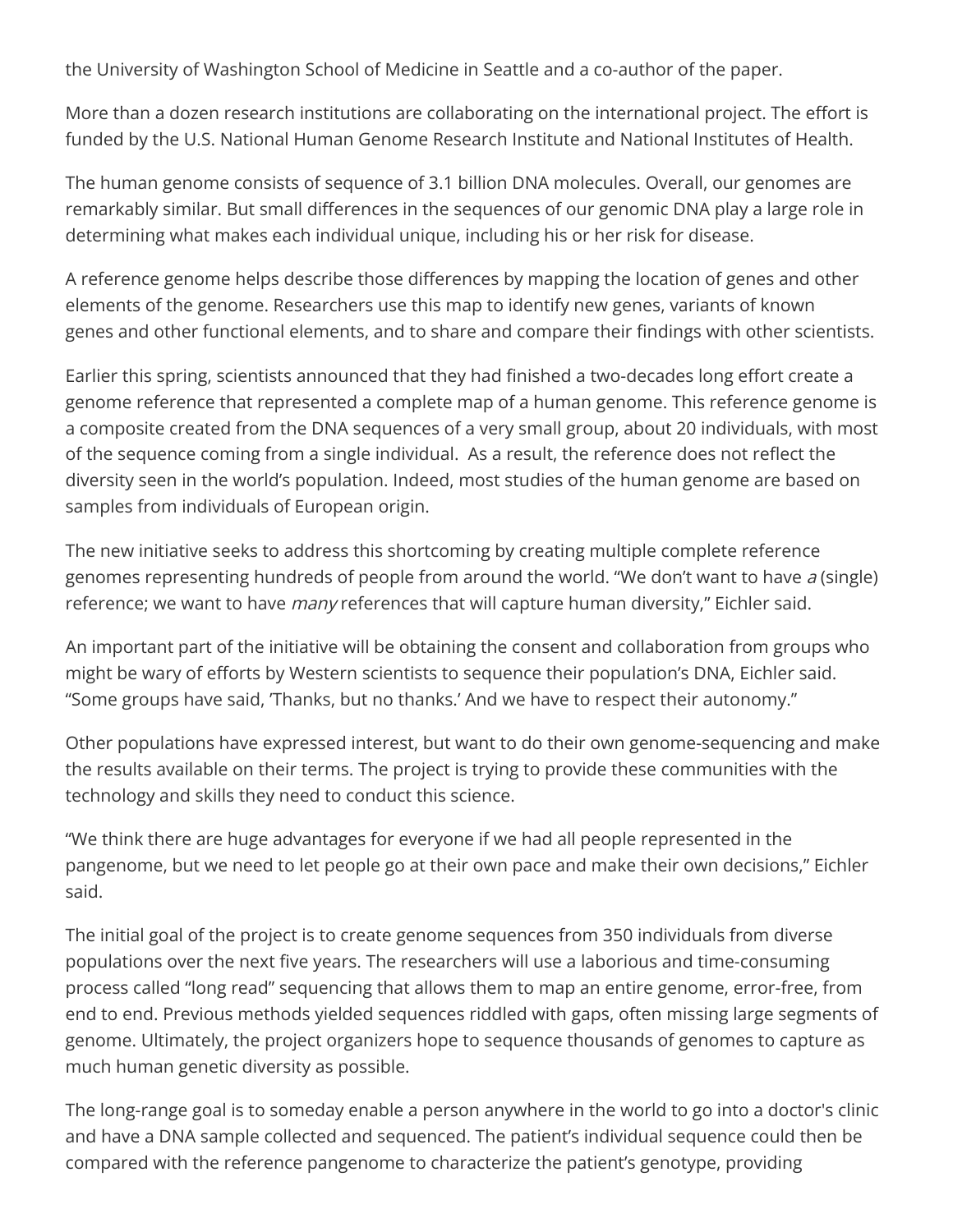the University of Washington School of Medicine in Seattle and a co-author of the paper.

More than a dozen research institutions are collaborating on the international project. The effort is funded by the U.S. National Human Genome Research Institute and National Institutes of Health.

The human genome consists of sequence of 3.1 billion DNA molecules. Overall, our genomes are remarkably similar. But small differences in the sequences of our genomic DNA play a large role in determining what makes each individual unique, including his or her risk for disease.

A reference genome helps describe those differences by mapping the location of genes and other elements of the genome. Researchers use this map to identify new genes, variants of known genes and other functional elements, and to share and compare their findings with other scientists.

Earlier this spring, scientists announced that they had finished a two-decades long effort create a genome reference that represented a complete map of a human genome. This reference genome is a composite created from the DNA sequences of a very small group, about 20 individuals, with most of the sequence coming from a single individual.  As a result, the reference does not reflect the diversity seen in the world's population. Indeed, most studies of the human genome are based on samples from individuals of European origin.

The new initiative seeks to address this shortcoming by creating multiple complete reference genomes representing hundreds of people from around the world. "We don't want to have *a* (single) reference; we want to have *many* references that will capture human diversity," Eichler said.

An important part of the initiative will be obtaining the consent and collaboration from groups who might be wary of efforts by Western scientists to sequence their population's DNA, Eichler said. "Some groups have said, 'Thanks, but no thanks.' And we have to respect their autonomy."

Other populations have expressed interest, but want to do their own genome-sequencing and make the results available on their terms. The project is trying to provide these communities with the technology and skills they need to conduct this science.

"We think there are huge advantages for everyone if we had all people represented in the pangenome, but we need to let people go at their own pace and make their own decisions," Eichler said.

The initial goal of the project is to create genome sequences from 350 individuals from diverse populations over the next five years. The researchers will use a laborious and time-consuming process called "long read" sequencing that allows them to map an entire genome, error-free, from end to end. Previous methods yielded sequences riddled with gaps, often missing large segments of genome. Ultimately, the project organizers hope to sequence thousands of genomes to capture as much human genetic diversity as possible.

The long-range goal is to someday enable a person anywhere in the world to go into a doctor's clinic and have a DNA sample collected and sequenced. The patient's individual sequence could then be compared with the reference pangenome to characterize the patient's genotype, providing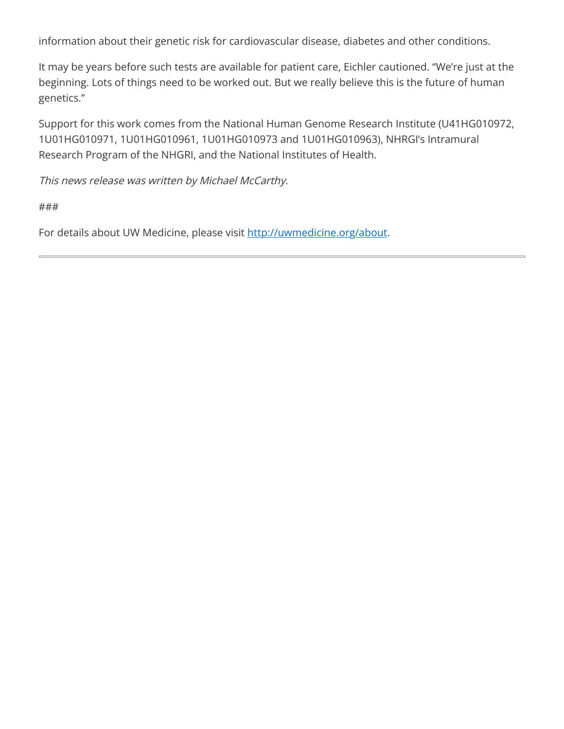information about their genetic risk for cardiovascular disease, diabetes and other conditions.

It may be years before such tests are available for patient care, Eichler cautioned. “We’re just at the beginning. Lots of things need to be worked out. But we really believe this is the future of human genetics.”

Support for this work comes from the National Human Genome Research Institute (U41HG010972, 1U01HG010971, 1U01HG010961, 1U01HG010973 and 1U01HG010963), NHRGI’s Intramural Research Program of the NHGRI, and the National Institutes of Health.

*This news release was written by Michael McCarthy.*

###

For details about UW Medicine, please visit [http://uwmedicine.org/about](http://uwmedicine.org/about).

---